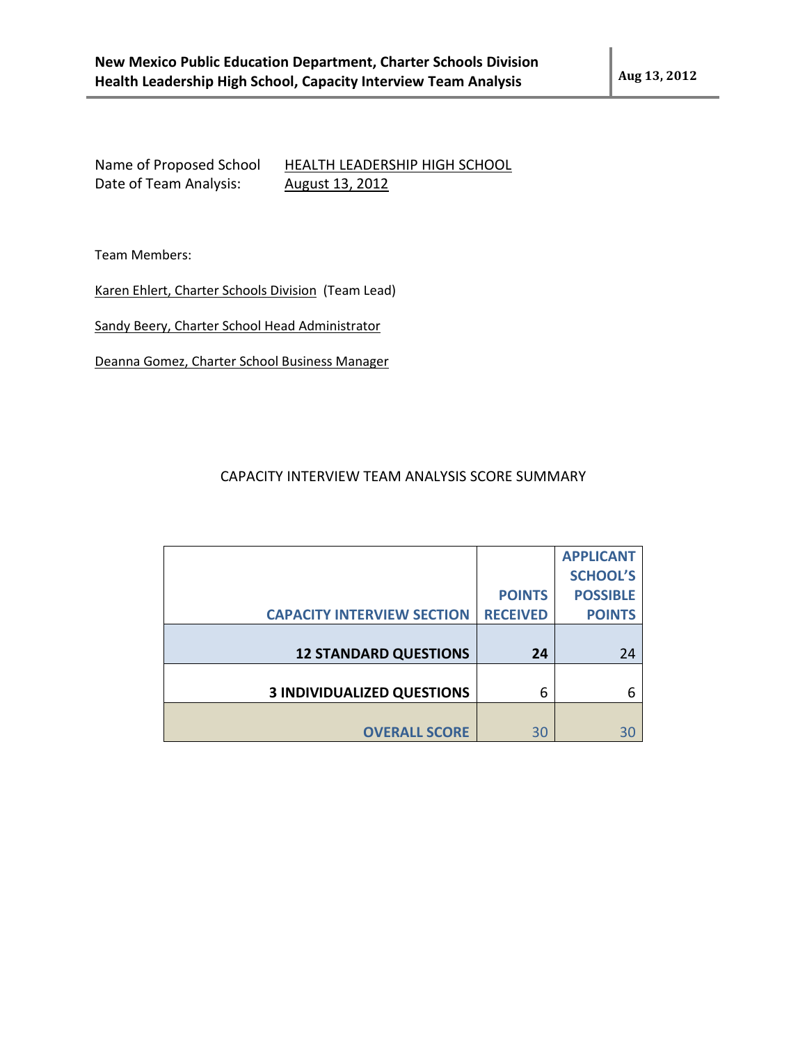Name of Proposed School HEALTH LEADERSHIP HIGH SCHOOL
Date of Team Analysis: August 13, 2012

Team Members:

Karen Ehlert, Charter Schools Division (Team Lead)

Sandy Beery, Charter School Head Administrator

Deanna Gomez, Charter School Business Manager

CAPACITY INTERVIEW TEAM ANALYSIS SCORE SUMMARY

| CAPACITY INTERVIEW SECTION | POINTS RECEIVED | APPLICANT SCHOOL'S POSSIBLE POINTS |
|---|---|---|
| **12 STANDARD QUESTIONS** | **24** | 24 |
| **3 INDIVIDUALIZED QUESTIONS** | 6 | 6 |
| **OVERALL SCORE** | 30 | 30 |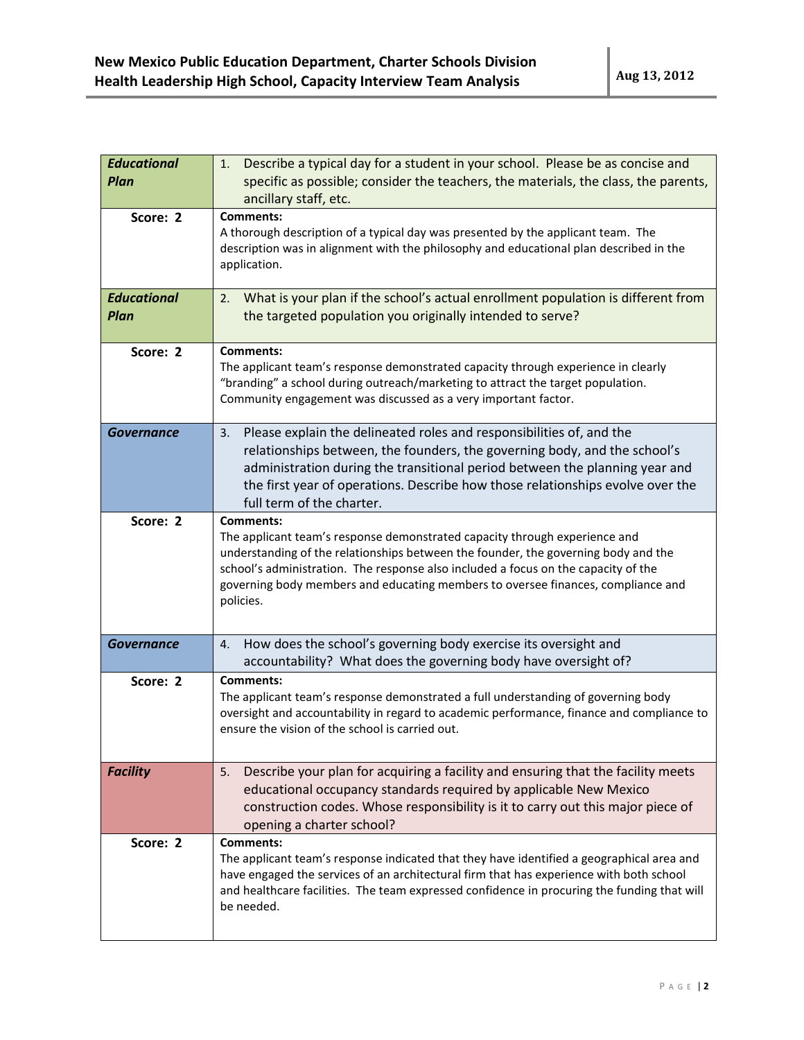| Educational Plan | 1. Describe a typical day for a student in your school. Please be as concise and specific as possible; consider the teachers, the materials, the class, the parents, ancillary staff, etc. |
|---|---|
| Score: 2 | **Comments:** A thorough description of a typical day was presented by the applicant team. The description was in alignment with the philosophy and educational plan described in the application. |
| ***Educational Plan*** | 2. What is your plan if the school's actual enrollment population is different from the targeted population you originally intended to serve? |
| Score: 2 | **Comments:** The applicant team's response demonstrated capacity through experience in clearly "branding" a school during outreach/marketing to attract the target population. Community engagement was discussed as a very important factor. |
| ***Governance*** | 3. Please explain the delineated roles and responsibilities of, and the relationships between, the founders, the governing body, and the school's administration during the transitional period between the planning year and the first year of operations. Describe how those relationships evolve over the full term of the charter. |
| Score: 2 | **Comments:** The applicant team's response demonstrated capacity through experience and understanding of the relationships between the founder, the governing body and the school's administration. The response also included a focus on the capacity of the governing body members and educating members to oversee finances, compliance and policies. |
| ***Governance*** | 4. How does the school's governing body exercise its oversight and accountability? What does the governing body have oversight of? |
| Score: 2 | **Comments:** The applicant team's response demonstrated a full understanding of governing body oversight and accountability in regard to academic performance, finance and compliance to ensure the vision of the school is carried out. |
| ***Facility*** | 5. Describe your plan for acquiring a facility and ensuring that the facility meets educational occupancy standards required by applicable New Mexico construction codes. Whose responsibility is it to carry out this major piece of opening a charter school? |
| Score: 2 | **Comments:** The applicant team's response indicated that they have identified a geographical area and have engaged the services of an architectural firm that has experience with both school and healthcare facilities. The team expressed confidence in procuring the funding that will be needed. |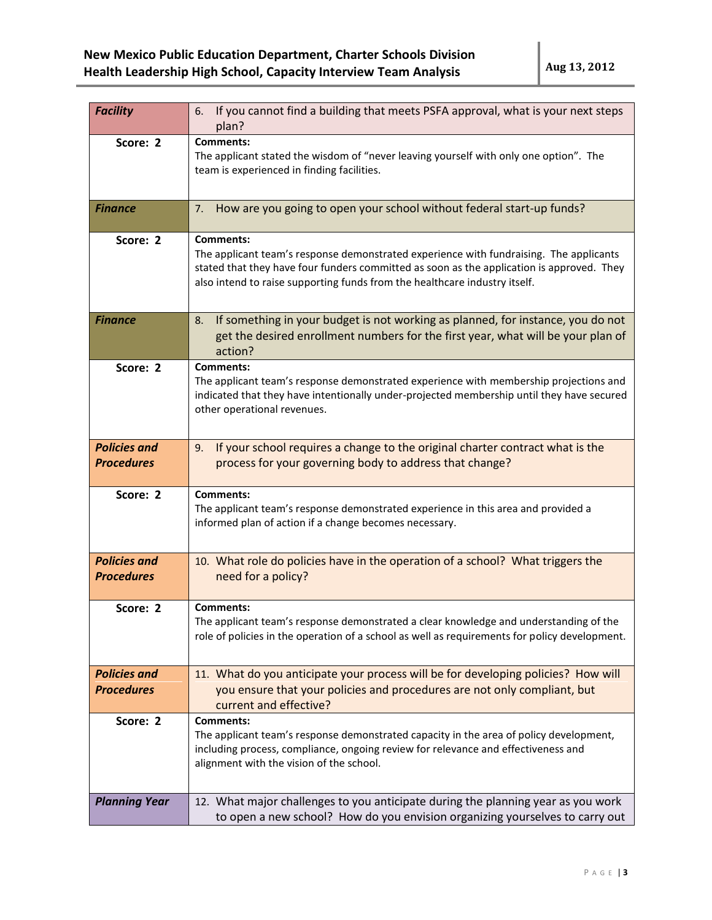| Facility | 6. If you cannot find a building that meets PSFA approval, what is your next steps plan? |
|---|---|
| **Score: 2** | **Comments:**<br>The applicant stated the wisdom of "never leaving yourself with only one option". The team is experienced in finding facilities. |
| ***Finance*** | 7. How are you going to open your school without federal start-up funds? |
| **Score: 2** | **Comments:**<br>The applicant team's response demonstrated experience with fundraising. The applicants stated that they have four funders committed as soon as the application is approved. They also intend to raise supporting funds from the healthcare industry itself. |
| ***Finance*** | 8. If something in your budget is not working as planned, for instance, you do not get the desired enrollment numbers for the first year, what will be your plan of action? |
| **Score: 2** | **Comments:**<br>The applicant team's response demonstrated experience with membership projections and indicated that they have intentionally under-projected membership until they have secured other operational revenues. |
| ***Policies and Procedures*** | 9. If your school requires a change to the original charter contract what is the process for your governing body to address that change? |
| **Score: 2** | **Comments:**<br>The applicant team's response demonstrated experience in this area and provided a informed plan of action if a change becomes necessary. |
| ***Policies and Procedures*** | 10. What role do policies have in the operation of a school? What triggers the need for a policy? |
| **Score: 2** | **Comments:**<br>The applicant team's response demonstrated a clear knowledge and understanding of the role of policies in the operation of a school as well as requirements for policy development. |
| ***Policies and Procedures*** | 11. What do you anticipate your process will be for developing policies? How will you ensure that your policies and procedures are not only compliant, but current and effective? |
| **Score: 2** | **Comments:**<br>The applicant team's response demonstrated capacity in the area of policy development, including process, compliance, ongoing review for relevance and effectiveness and alignment with the vision of the school. |
| ***Planning Year*** | 12. What major challenges to you anticipate during the planning year as you work to open a new school? How do you envision organizing yourselves to carry out |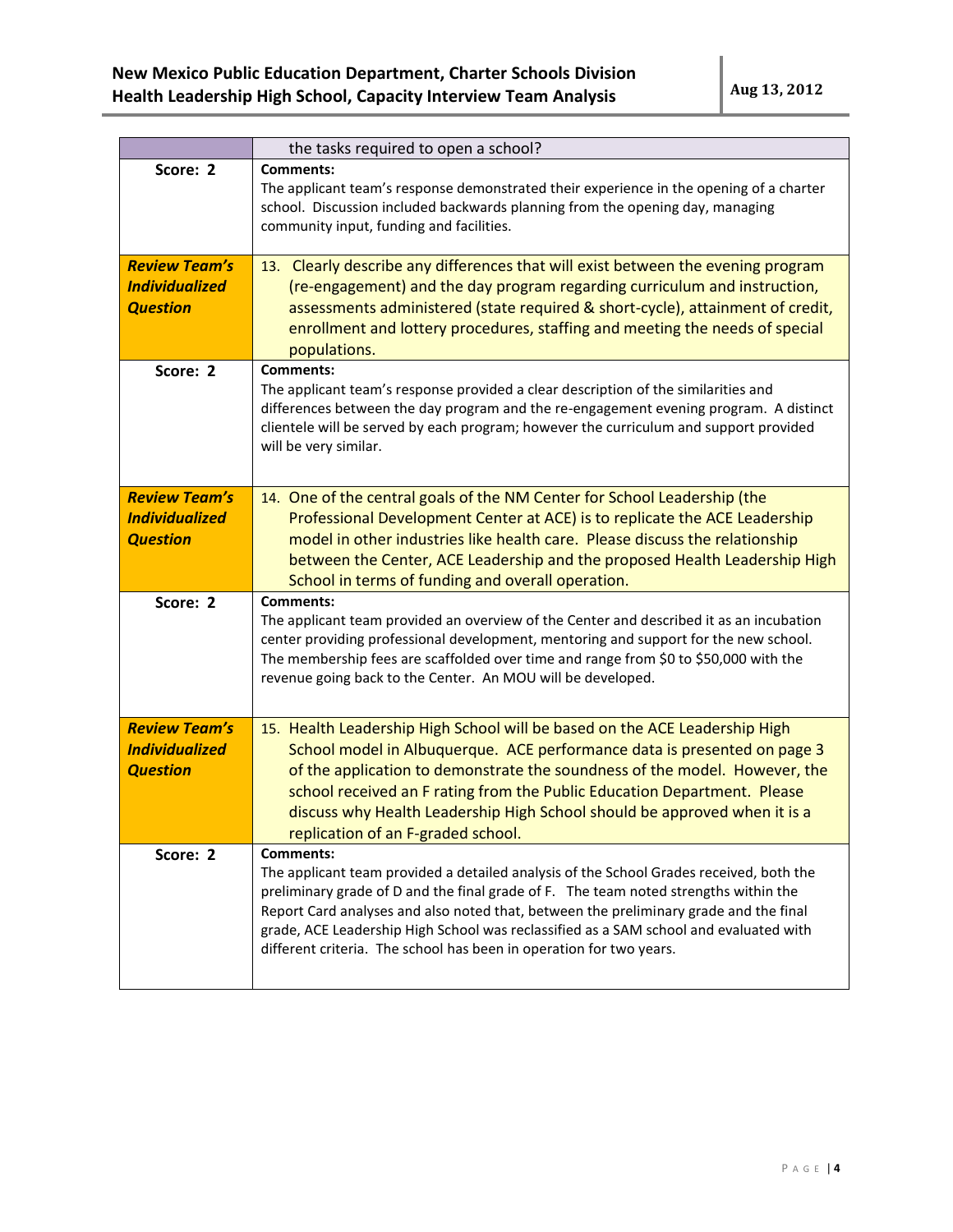| | |
|---|---|
| | the tasks required to open a school? |
| **Score: 2** | **Comments:** The applicant team's response demonstrated their experience in the opening of a charter school. Discussion included backwards planning from the opening day, managing community input, funding and facilities. |
| ***Review Team's Individualized Question*** | 13. Clearly describe any differences that will exist between the evening program (re-engagement) and the day program regarding curriculum and instruction, assessments administered (state required & short-cycle), attainment of credit, enrollment and lottery procedures, staffing and meeting the needs of special populations. |
| **Score: 2** | **Comments:** The applicant team's response provided a clear description of the similarities and differences between the day program and the re-engagement evening program. A distinct clientele will be served by each program; however the curriculum and support provided will be very similar. |
| ***Review Team's Individualized Question*** | 14. One of the central goals of the NM Center for School Leadership (the Professional Development Center at ACE) is to replicate the ACE Leadership model in other industries like health care. Please discuss the relationship between the Center, ACE Leadership and the proposed Health Leadership High School in terms of funding and overall operation. |
| **Score: 2** | **Comments:** The applicant team provided an overview of the Center and described it as an incubation center providing professional development, mentoring and support for the new school. The membership fees are scaffolded over time and range from $0 to $50,000 with the revenue going back to the Center. An MOU will be developed. |
| ***Review Team's Individualized Question*** | 15. Health Leadership High School will be based on the ACE Leadership High School model in Albuquerque. ACE performance data is presented on page 3 of the application to demonstrate the soundness of the model. However, the school received an F rating from the Public Education Department. Please discuss why Health Leadership High School should be approved when it is a replication of an F-graded school. |
| **Score: 2** | **Comments:** The applicant team provided a detailed analysis of the School Grades received, both the preliminary grade of D and the final grade of F. The team noted strengths within the Report Card analyses and also noted that, between the preliminary grade and the final grade, ACE Leadership High School was reclassified as a SAM school and evaluated with different criteria. The school has been in operation for two years. |